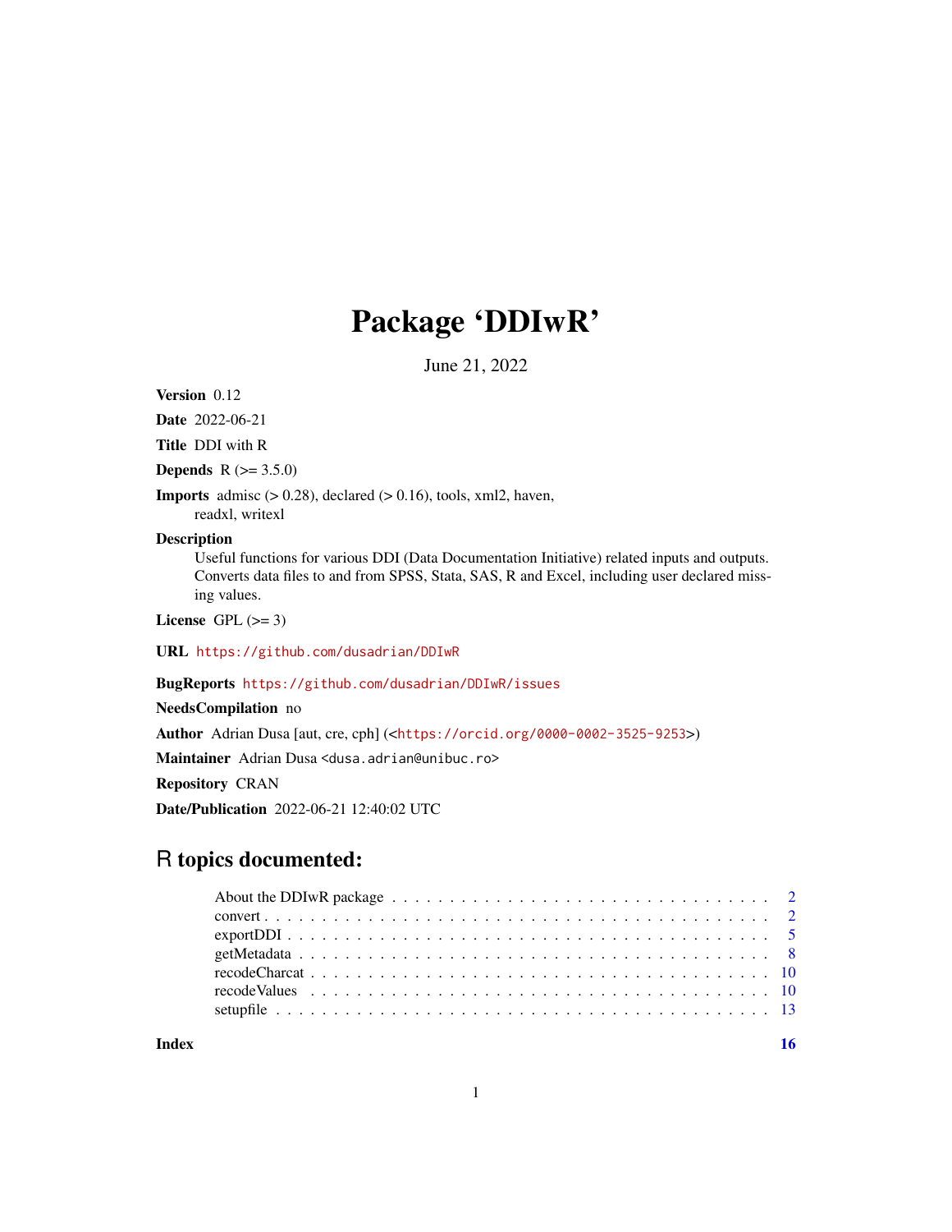# Package 'DDIwR'

June 21, 2022

**Version** 0.12

**Date** 2022-06-21

**Title** DDI with R

**Depends** R (>= 3.5.0)

**Imports** admisc (> 0.28), declared (> 0.16), tools, xml2, haven, readxl, writexl

**Description** Useful functions for various DDI (Data Documentation Initiative) related inputs and outputs. Converts data files to and from SPSS, Stata, SAS, R and Excel, including user declared missing values.

**License** GPL (>= 3)

**URL** https://github.com/dusadrian/DDIwR

**BugReports** https://github.com/dusadrian/DDIwR/issues

**NeedsCompilation** no

**Author** Adrian Dusa [aut, cre, cph] (<https://orcid.org/0000-0002-3525-9253>)

**Maintainer** Adrian Dusa <dusa.adrian@unibuc.ro>

**Repository** CRAN

**Date/Publication** 2022-06-21 12:40:02 UTC

## R topics documented:

- About the DDIwR package . . . . . . . . . . . . . . . . . . . . . . . . . . . . . . . . 2
- convert . . . . . . . . . . . . . . . . . . . . . . . . . . . . . . . . . . . . . . . . . 2
- exportDDI . . . . . . . . . . . . . . . . . . . . . . . . . . . . . . . . . . . . . . . 5
- getMetadata . . . . . . . . . . . . . . . . . . . . . . . . . . . . . . . . . . . . . . 8
- recodeCharcat . . . . . . . . . . . . . . . . . . . . . . . . . . . . . . . . . . . . . 10
- recodeValues . . . . . . . . . . . . . . . . . . . . . . . . . . . . . . . . . . . . . 10
- setupfile . . . . . . . . . . . . . . . . . . . . . . . . . . . . . . . . . . . . . . . 13

**Index** 16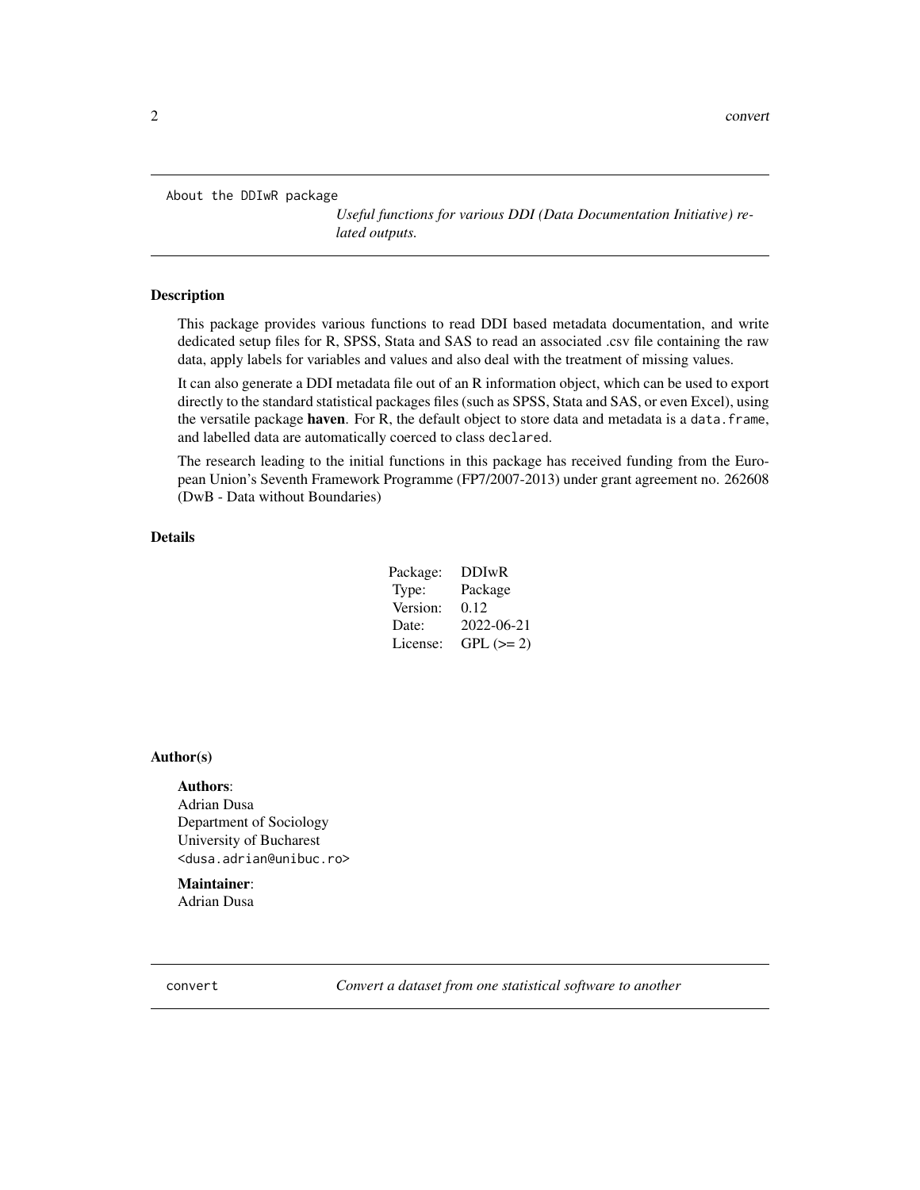About the DDIwR package — *Useful functions for various DDI (Data Documentation Initiative) related outputs.*

### Description

This package provides various functions to read DDI based metadata documentation, and write dedicated setup files for R, SPSS, Stata and SAS to read an associated .csv file containing the raw data, apply labels for variables and values and also deal with the treatment of missing values.

It can also generate a DDI metadata file out of an R information object, which can be used to export directly to the standard statistical packages files (such as SPSS, Stata and SAS, or even Excel), using the versatile package **haven**. For R, the default object to store data and metadata is a `data.frame`, and labelled data are automatically coerced to class `declared`.

The research leading to the initial functions in this package has received funding from the European Union's Seventh Framework Programme (FP7/2007-2013) under grant agreement no. 262608 (DwB - Data without Boundaries)

### Details

| | |
|---|---|
| Package: | DDIwR |
| Type: | Package |
| Version: | 0.12 |
| Date: | 2022-06-21 |
| License: | GPL (>= 2) |

### Author(s)

**Authors**:
Adrian Dusa
Department of Sociology
University of Bucharest
`<dusa.adrian@unibuc.ro>`

**Maintainer**:
Adrian Dusa

---

convert — *Convert a dataset from one statistical software to another*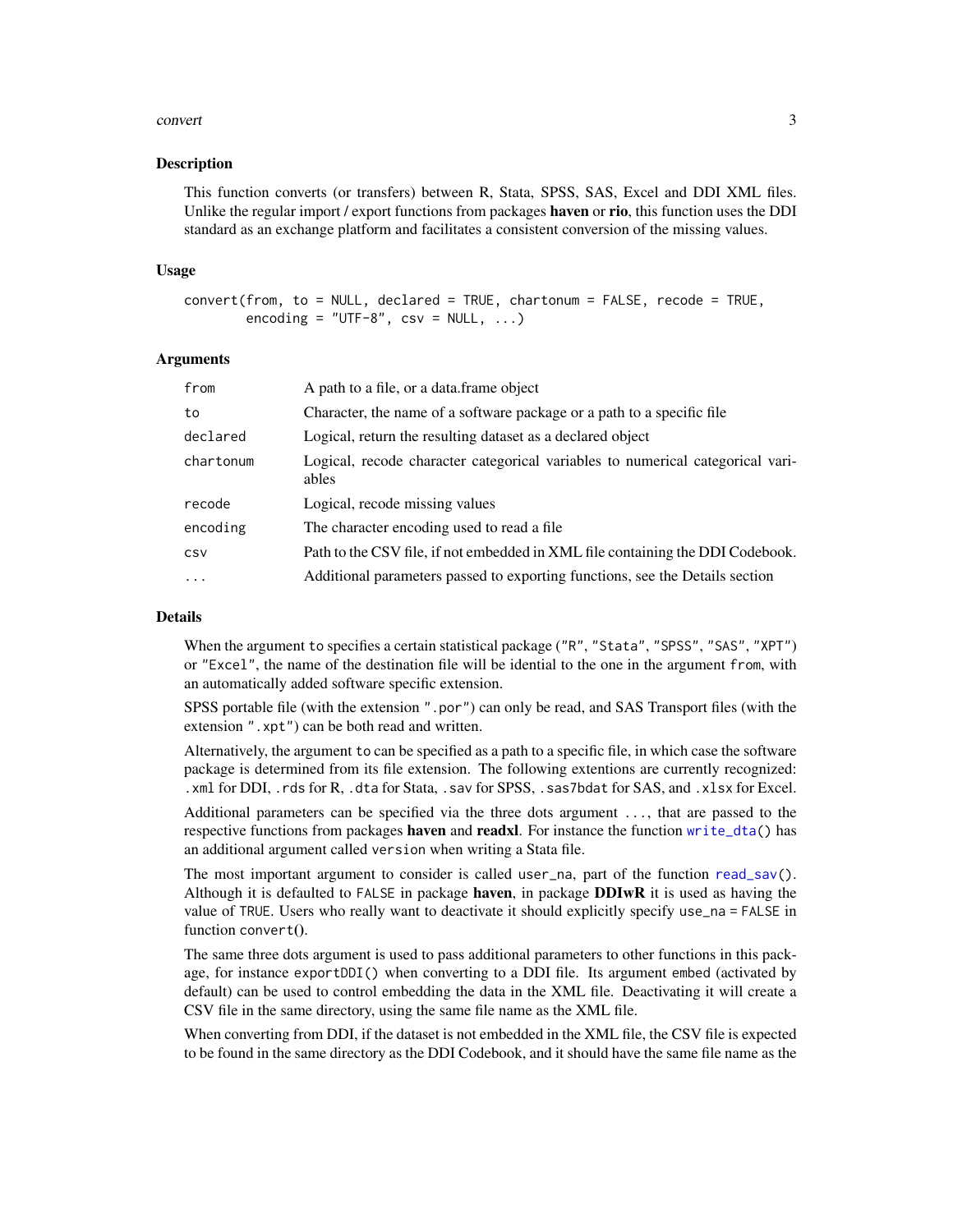## Description

This function converts (or transfers) between R, Stata, SPSS, SAS, Excel and DDI XML files. Unlike the regular import / export functions from packages **haven** or **rio**, this function uses the DDI standard as an exchange platform and facilitates a consistent conversion of the missing values.

## Usage

```
convert(from, to = NULL, declared = TRUE, chartonum = FALSE, recode = TRUE,
        encoding = "UTF-8", csv = NULL, ...)
```

## Arguments

| | |
|---|---|
| `from` | A path to a file, or a data.frame object |
| `to` | Character, the name of a software package or a path to a specific file |
| `declared` | Logical, return the resulting dataset as a declared object |
| `chartonum` | Logical, recode character categorical variables to numerical categorical variables |
| `recode` | Logical, recode missing values |
| `encoding` | The character encoding used to read a file |
| `csv` | Path to the CSV file, if not embedded in XML file containing the DDI Codebook. |
| `...` | Additional parameters passed to exporting functions, see the Details section |

## Details

When the argument `to` specifies a certain statistical package (`"R"`, `"Stata"`, `"SPSS"`, `"SAS"`, `"XPT"`) or `"Excel"`, the name of the destination file will be idential to the one in the argument `from`, with an automatically added software specific extension.

SPSS portable file (with the extension `".por"`) can only be read, and SAS Transport files (with the extension `".xpt"`) can be both read and written.

Alternatively, the argument `to` can be specified as a path to a specific file, in which case the software package is determined from its file extension. The following extentions are currently recognized: `.xml` for DDI, `.rds` for R, `.dta` for Stata, `.sav` for SPSS, `.sas7bdat` for SAS, and `.xlsx` for Excel.

Additional parameters can be specified via the three dots argument `...`, that are passed to the respective functions from packages **haven** and **readxl**. For instance the function `write_dta()` has an additional argument called `version` when writing a Stata file.

The most important argument to consider is called `user_na`, part of the function `read_sav()`. Although it is defaulted to `FALSE` in package **haven**, in package **DDIwR** it is used as having the value of `TRUE`. Users who really want to deactivate it should explicitly specify `use_na = FALSE` in function `convert`**()**.

The same three dots argument is used to pass additional parameters to other functions in this package, for instance `exportDDI()` when converting to a DDI file. Its argument `embed` (activated by default) can be used to control embedding the data in the XML file. Deactivating it will create a CSV file in the same directory, using the same file name as the XML file.

When converting from DDI, if the dataset is not embedded in the XML file, the CSV file is expected to be found in the same directory as the DDI Codebook, and it should have the same file name as the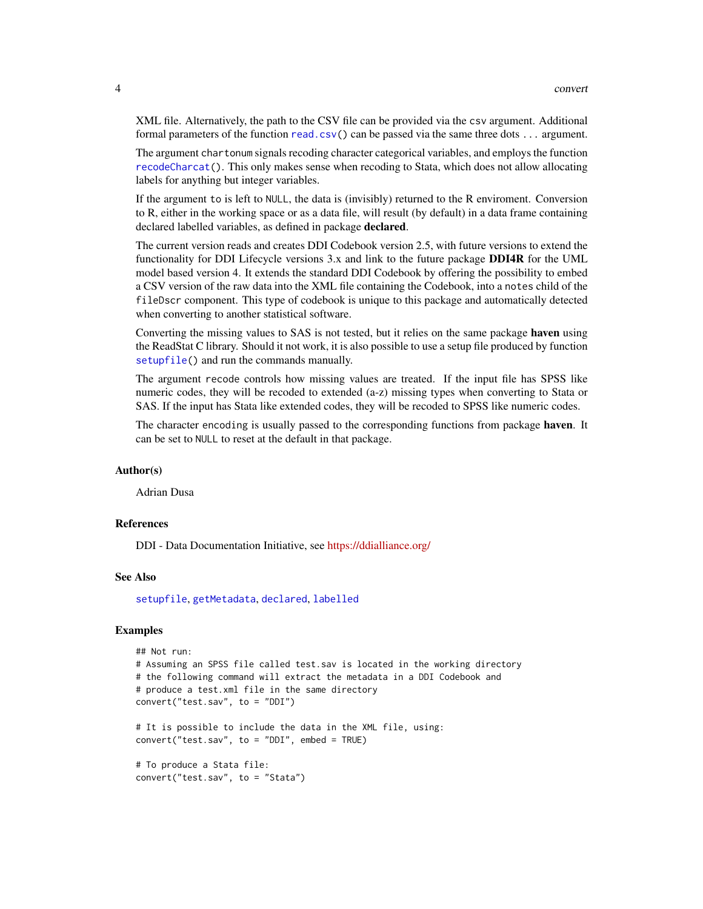XML file. Alternatively, the path to the CSV file can be provided via the `csv` argument. Additional formal parameters of the function `read.csv()` can be passed via the same three dots `...` argument.

The argument `chartonum` signals recoding character categorical variables, and employs the function `recodeCharcat()`. This only makes sense when recoding to Stata, which does not allow allocating labels for anything but integer variables.

If the argument `to` is left to `NULL`, the data is (invisibly) returned to the R enviroment. Conversion to R, either in the working space or as a data file, will result (by default) in a data frame containing declared labelled variables, as defined in package **declared**.

The current version reads and creates DDI Codebook version 2.5, with future versions to extend the functionality for DDI Lifecycle versions 3.x and link to the future package **DDI4R** for the UML model based version 4. It extends the standard DDI Codebook by offering the possibility to embed a CSV version of the raw data into the XML file containing the Codebook, into a `notes` child of the `fileDscr` component. This type of codebook is unique to this package and automatically detected when converting to another statistical software.

Converting the missing values to SAS is not tested, but it relies on the same package **haven** using the ReadStat C library. Should it not work, it is also possible to use a setup file produced by function `setupfile()` and run the commands manually.

The argument `recode` controls how missing values are treated. If the input file has SPSS like numeric codes, they will be recoded to extended (a-z) missing types when converting to Stata or SAS. If the input has Stata like extended codes, they will be recoded to SPSS like numeric codes.

The character `encoding` is usually passed to the corresponding functions from package **haven**. It can be set to `NULL` to reset at the default in that package.

### Author(s)

Adrian Dusa

### References

DDI - Data Documentation Initiative, see https://ddialliance.org/

### See Also

`setupfile`, `getMetadata`, `declared`, `labelled`

### Examples

```
## Not run:
# Assuming an SPSS file called test.sav is located in the working directory
# the following command will extract the metadata in a DDI Codebook and
# produce a test.xml file in the same directory
convert("test.sav", to = "DDI")

# It is possible to include the data in the XML file, using:
convert("test.sav", to = "DDI", embed = TRUE)

# To produce a Stata file:
convert("test.sav", to = "Stata")
```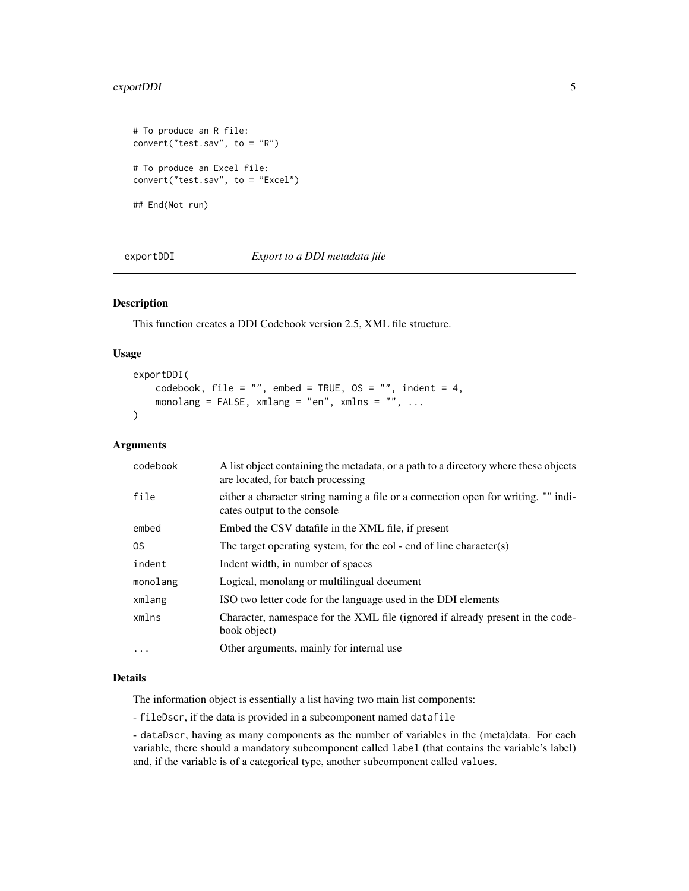```
# To produce an R file:
convert("test.sav", to = "R")

# To produce an Excel file:
convert("test.sav", to = "Excel")

## End(Not run)
```

## exportDDI — *Export to a DDI metadata file*

### Description

This function creates a DDI Codebook version 2.5, XML file structure.

### Usage

```
exportDDI(
    codebook, file = "", embed = TRUE, OS = "", indent = 4,
    monolang = FALSE, xmlang = "en", xmlns = "", ...
)
```

### Arguments

| Argument | Description |
|---|---|
| `codebook` | A list object containing the metadata, or a path to a directory where these objects are located, for batch processing |
| `file` | either a character string naming a file or a connection open for writing. "" indicates output to the console |
| `embed` | Embed the CSV datafile in the XML file, if present |
| `OS` | The target operating system, for the eol - end of line character(s) |
| `indent` | Indent width, in number of spaces |
| `monolang` | Logical, monolang or multilingual document |
| `xmlang` | ISO two letter code for the language used in the DDI elements |
| `xmlns` | Character, namespace for the XML file (ignored if already present in the codebook object) |
| `...` | Other arguments, mainly for internal use |

### Details

The information object is essentially a list having two main list components:

- `fileDscr`, if the data is provided in a subcomponent named `datafile`

- `dataDscr`, having as many components as the number of variables in the (meta)data. For each variable, there should a mandatory subcomponent called `label` (that contains the variable's label) and, if the variable is of a categorical type, another subcomponent called `values`.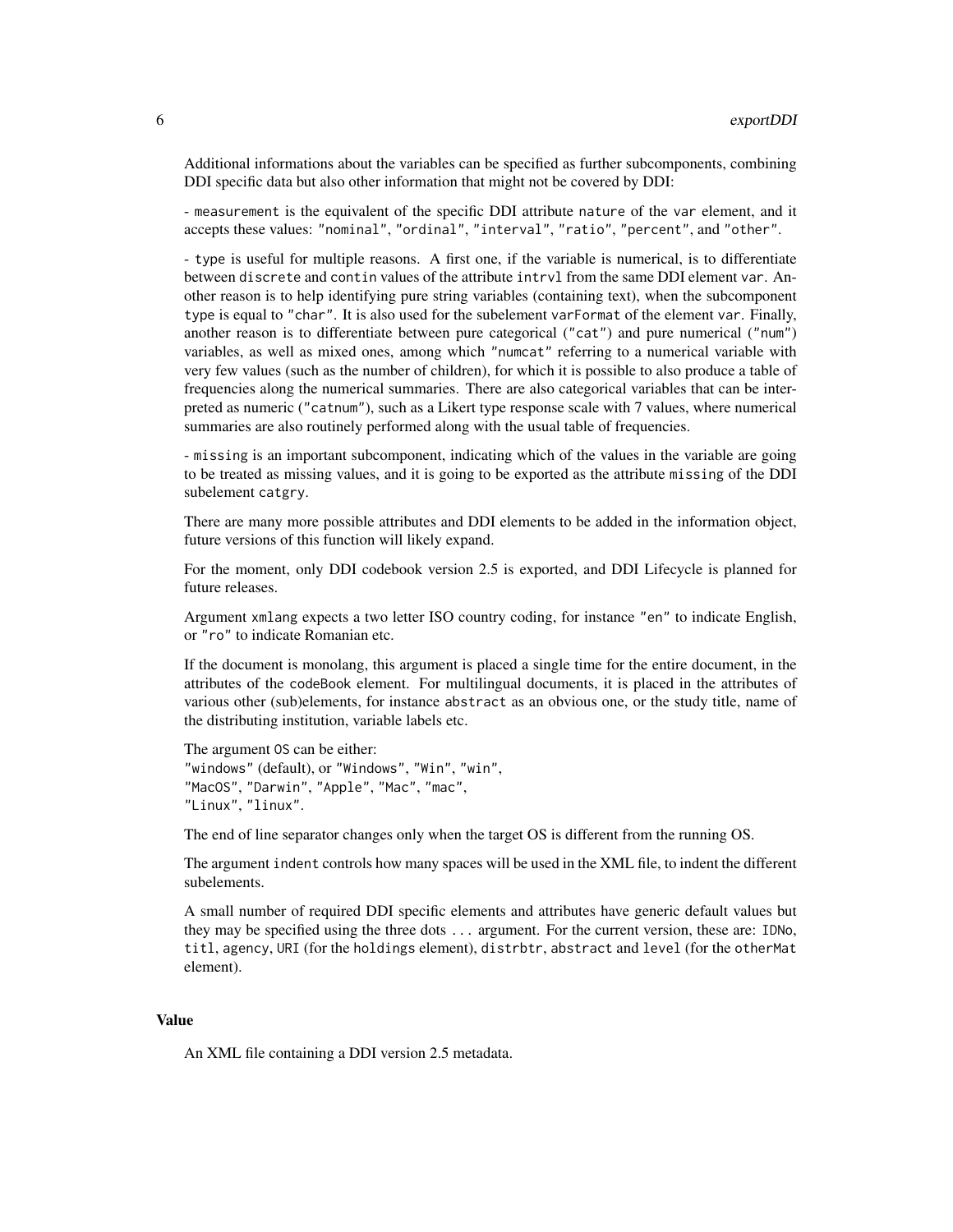Additional informations about the variables can be specified as further subcomponents, combining DDI specific data but also other information that might not be covered by DDI:

- `measurement` is the equivalent of the specific DDI attribute `nature` of the `var` element, and it accepts these values: `"nominal"`, `"ordinal"`, `"interval"`, `"ratio"`, `"percent"`, and `"other"`.

- `type` is useful for multiple reasons. A first one, if the variable is numerical, is to differentiate between `discrete` and `contin` values of the attribute `intrvl` from the same DDI element `var`. Another reason is to help identifying pure string variables (containing text), when the subcomponent `type` is equal to `"char"`. It is also used for the subelement `varFormat` of the element `var`. Finally, another reason is to differentiate between pure categorical (`"cat"`) and pure numerical (`"num"`) variables, as well as mixed ones, among which `"numcat"` referring to a numerical variable with very few values (such as the number of children), for which it is possible to also produce a table of frequencies along the numerical summaries. There are also categorical variables that can be interpreted as numeric (`"catnum"`), such as a Likert type response scale with 7 values, where numerical summaries are also routinely performed along with the usual table of frequencies.

- `missing` is an important subcomponent, indicating which of the values in the variable are going to be treated as missing values, and it is going to be exported as the attribute `missing` of the DDI subelement `catgry`.

There are many more possible attributes and DDI elements to be added in the information object, future versions of this function will likely expand.

For the moment, only DDI codebook version 2.5 is exported, and DDI Lifecycle is planned for future releases.

Argument `xmlang` expects a two letter ISO country coding, for instance `"en"` to indicate English, or `"ro"` to indicate Romanian etc.

If the document is monolang, this argument is placed a single time for the entire document, in the attributes of the `codeBook` element. For multilingual documents, it is placed in the attributes of various other (sub)elements, for instance `abstract` as an obvious one, or the study title, name of the distributing institution, variable labels etc.

The argument `OS` can be either:
`"windows"` (default), or `"Windows"`, `"Win"`, `"win"`,
`"MacOS"`, `"Darwin"`, `"Apple"`, `"Mac"`, `"mac"`,
`"Linux"`, `"linux"`.

The end of line separator changes only when the target OS is different from the running OS.

The argument `indent` controls how many spaces will be used in the XML file, to indent the different subelements.

A small number of required DDI specific elements and attributes have generic default values but they may be specified using the three dots `...` argument. For the current version, these are: `IDNo`, `titl`, `agency`, `URI` (for the `holdings` element), `distrbtr`, `abstract` and `level` (for the `otherMat` element).

## Value

An XML file containing a DDI version 2.5 metadata.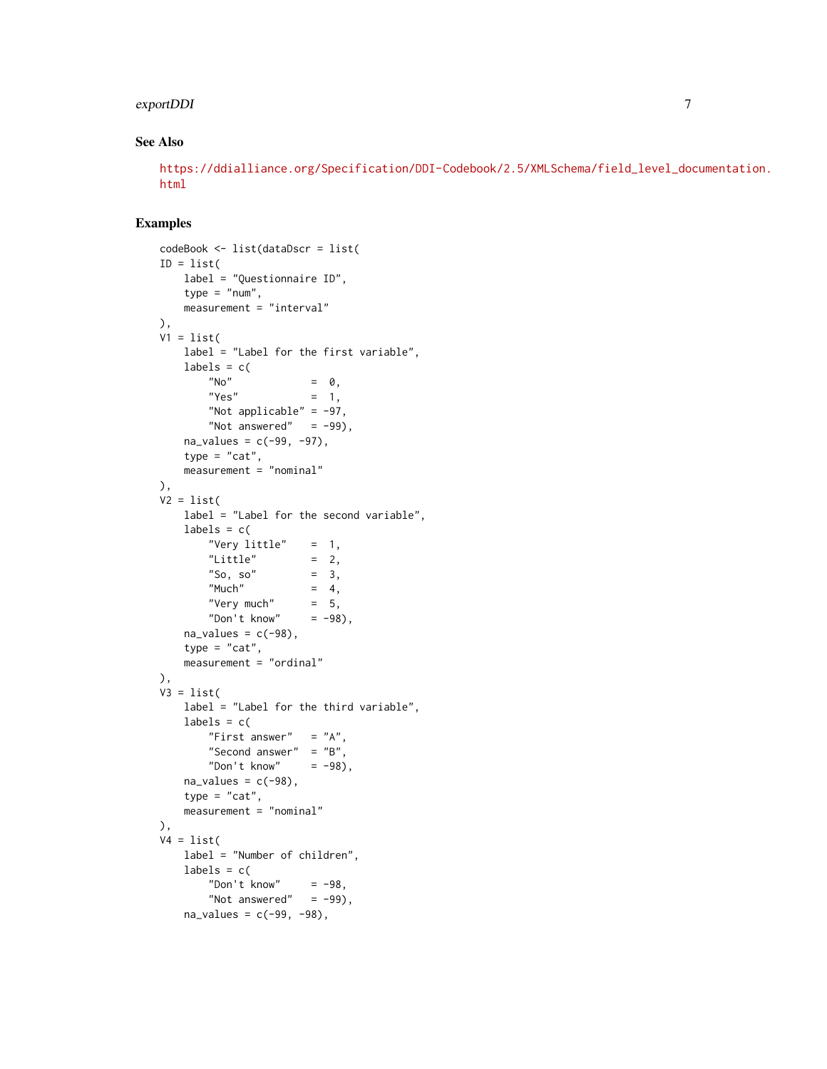## See Also

https://ddialliance.org/Specification/DDI-Codebook/2.5/XMLSchema/field_level_documentation.html

## Examples

```
codeBook <- list(dataDscr = list(
ID = list(
    label = "Questionnaire ID",
    type = "num",
    measurement = "interval"
),
V1 = list(
    label = "Label for the first variable",
    labels = c(
        "No"             =  0,
        "Yes"            =  1,
        "Not applicable" = -97,
        "Not answered"   = -99),
    na_values = c(-99, -97),
    type = "cat",
    measurement = "nominal"
),
V2 = list(
    label = "Label for the second variable",
    labels = c(
        "Very little"    =  1,
        "Little"         =  2,
        "So, so"         =  3,
        "Much"           =  4,
        "Very much"      =  5,
        "Don't know"     = -98),
    na_values = c(-98),
    type = "cat",
    measurement = "ordinal"
),
V3 = list(
    label = "Label for the third variable",
    labels = c(
        "First answer"   = "A",
        "Second answer"  = "B",
        "Don't know"     = -98),
    na_values = c(-98),
    type = "cat",
    measurement = "nominal"
),
V4 = list(
    label = "Number of children",
    labels = c(
        "Don't know"     = -98,
        "Not answered"   = -99),
    na_values = c(-99, -98),
```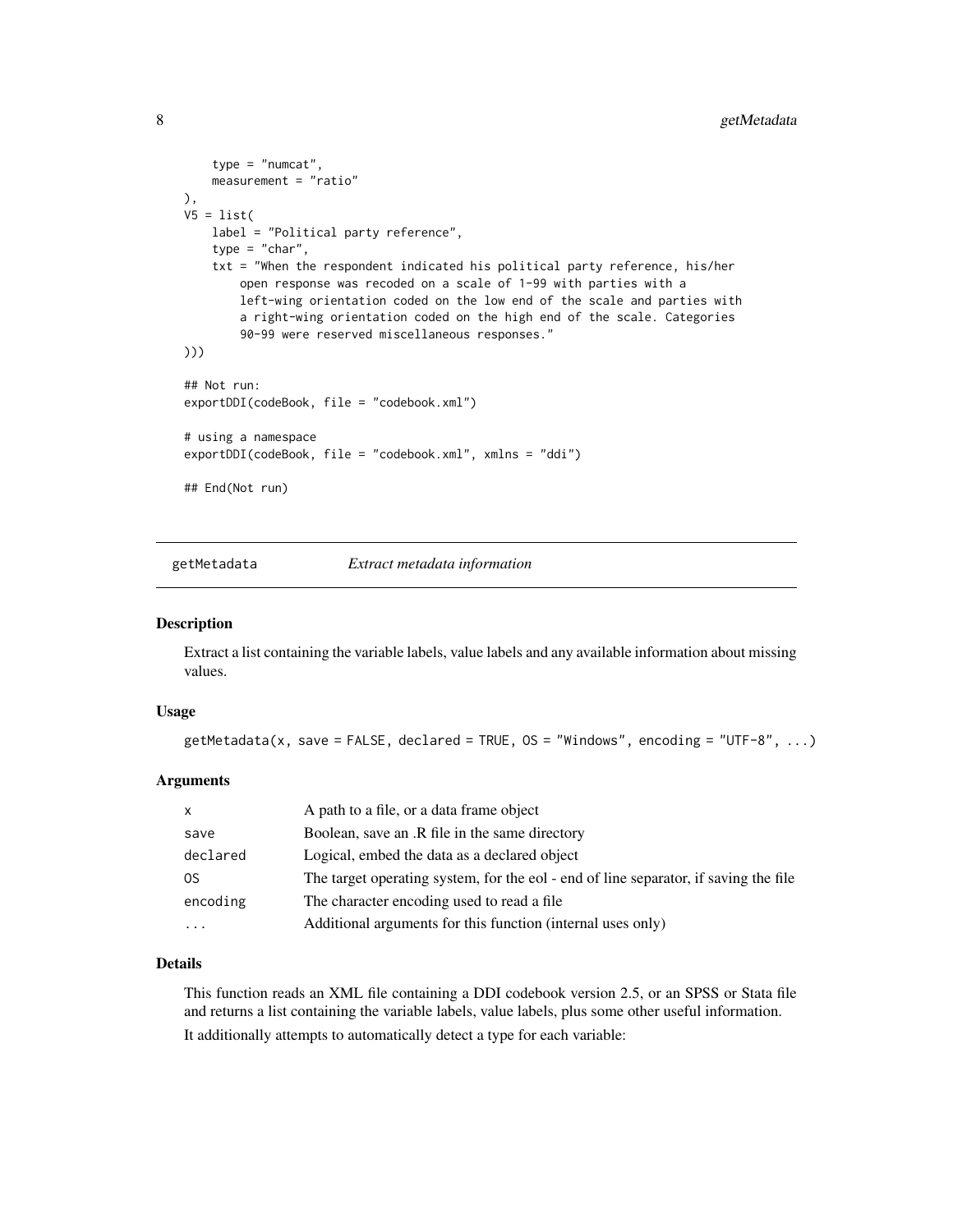```
        type = "numcat",
        measurement = "ratio"
    ),
    V5 = list(
        label = "Political party reference",
        type = "char",
        txt = "When the respondent indicated his political party reference, his/her
            open response was recoded on a scale of 1-99 with parties with a
            left-wing orientation coded on the low end of the scale and parties with
            a right-wing orientation coded on the high end of the scale. Categories
            90-99 were reserved miscellaneous responses."
)))

## Not run:
exportDDI(codeBook, file = "codebook.xml")

# using a namespace
exportDDI(codeBook, file = "codebook.xml", xmlns = "ddi")

## End(Not run)
```

---

## getMetadata &nbsp;&nbsp;&nbsp;&nbsp; *Extract metadata information*

### Description

Extract a list containing the variable labels, value labels and any available information about missing values.

### Usage

```
getMetadata(x, save = FALSE, declared = TRUE, OS = "Windows", encoding = "UTF-8", ...)
```

### Arguments

| | |
|---|---|
| `x` | A path to a file, or a data frame object |
| `save` | Boolean, save an .R file in the same directory |
| `declared` | Logical, embed the data as a declared object |
| `OS` | The target operating system, for the eol - end of line separator, if saving the file |
| `encoding` | The character encoding used to read a file |
| `...` | Additional arguments for this function (internal uses only) |

### Details

This function reads an XML file containing a DDI codebook version 2.5, or an SPSS or Stata file and returns a list containing the variable labels, value labels, plus some other useful information.

It additionally attempts to automatically detect a type for each variable: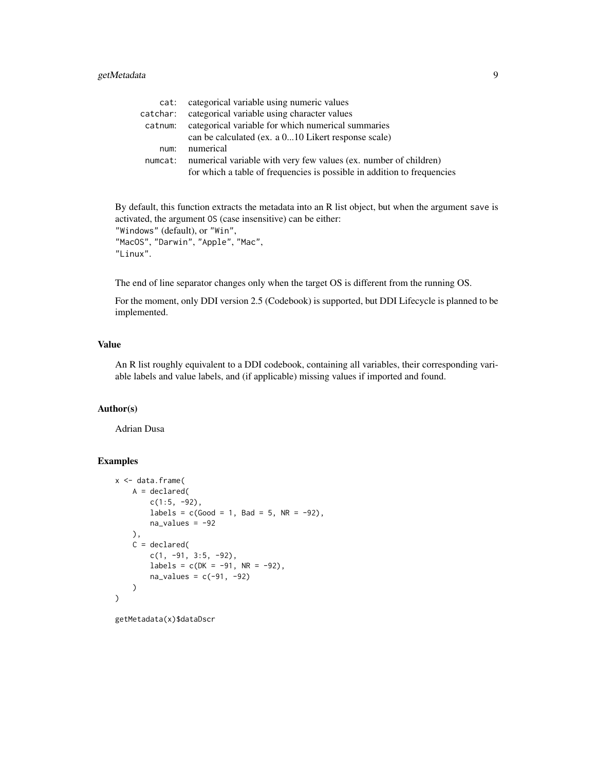| | |
|---|---|
| `cat`: | categorical variable using numeric values |
| `catchar`: | categorical variable using character values |
| `catnum`: | categorical variable for which numerical summaries can be calculated (ex. a 0...10 Likert response scale) |
| `num`: | numerical |
| `numcat`: | numerical variable with very few values (ex. number of children) for which a table of frequencies is possible in addition to frequencies |

By default, this function extracts the metadata into an R list object, but when the argument `save` is activated, the argument `OS` (case insensitive) can be either:
`"Windows"` (default), or `"Win"`,
`"MacOS"`, `"Darwin"`, `"Apple"`, `"Mac"`,
`"Linux"`.

The end of line separator changes only when the target OS is different from the running OS.

For the moment, only DDI version 2.5 (Codebook) is supported, but DDI Lifecycle is planned to be implemented.

## Value

An R list roughly equivalent to a DDI codebook, containing all variables, their corresponding variable labels and value labels, and (if applicable) missing values if imported and found.

## Author(s)

Adrian Dusa

## Examples

```
x <- data.frame(
    A = declared(
        c(1:5, -92),
        labels = c(Good = 1, Bad = 5, NR = -92),
        na_values = -92
    ),
    C = declared(
        c(1, -91, 3:5, -92),
        labels = c(DK = -91, NR = -92),
        na_values = c(-91, -92)
    )
)

getMetadata(x)$dataDscr
```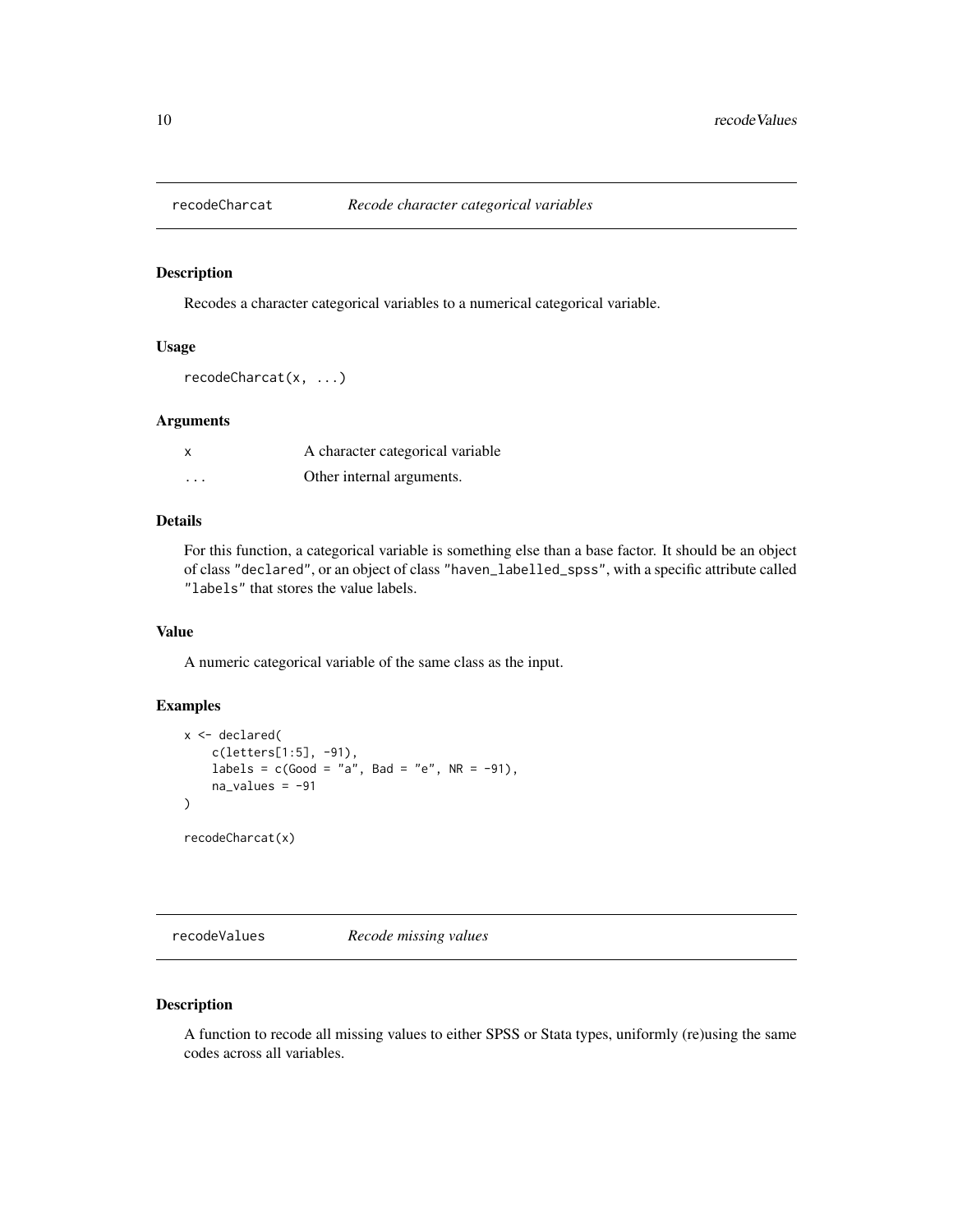## recodeCharcat *Recode character categorical variables*

### Description

Recodes a character categorical variables to a numerical categorical variable.

### Usage

```
recodeCharcat(x, ...)
```

### Arguments

| | |
|---|---|
| x | A character categorical variable |
| ... | Other internal arguments. |

### Details

For this function, a categorical variable is something else than a base factor. It should be an object of class "declared", or an object of class "haven_labelled_spss", with a specific attribute called "labels" that stores the value labels.

### Value

A numeric categorical variable of the same class as the input.

### Examples

```
x <- declared(
    c(letters[1:5], -91),
    labels = c(Good = "a", Bad = "e", NR = -91),
    na_values = -91
)

recodeCharcat(x)
```

## recodeValues *Recode missing values*

### Description

A function to recode all missing values to either SPSS or Stata types, uniformly (re)using the same codes across all variables.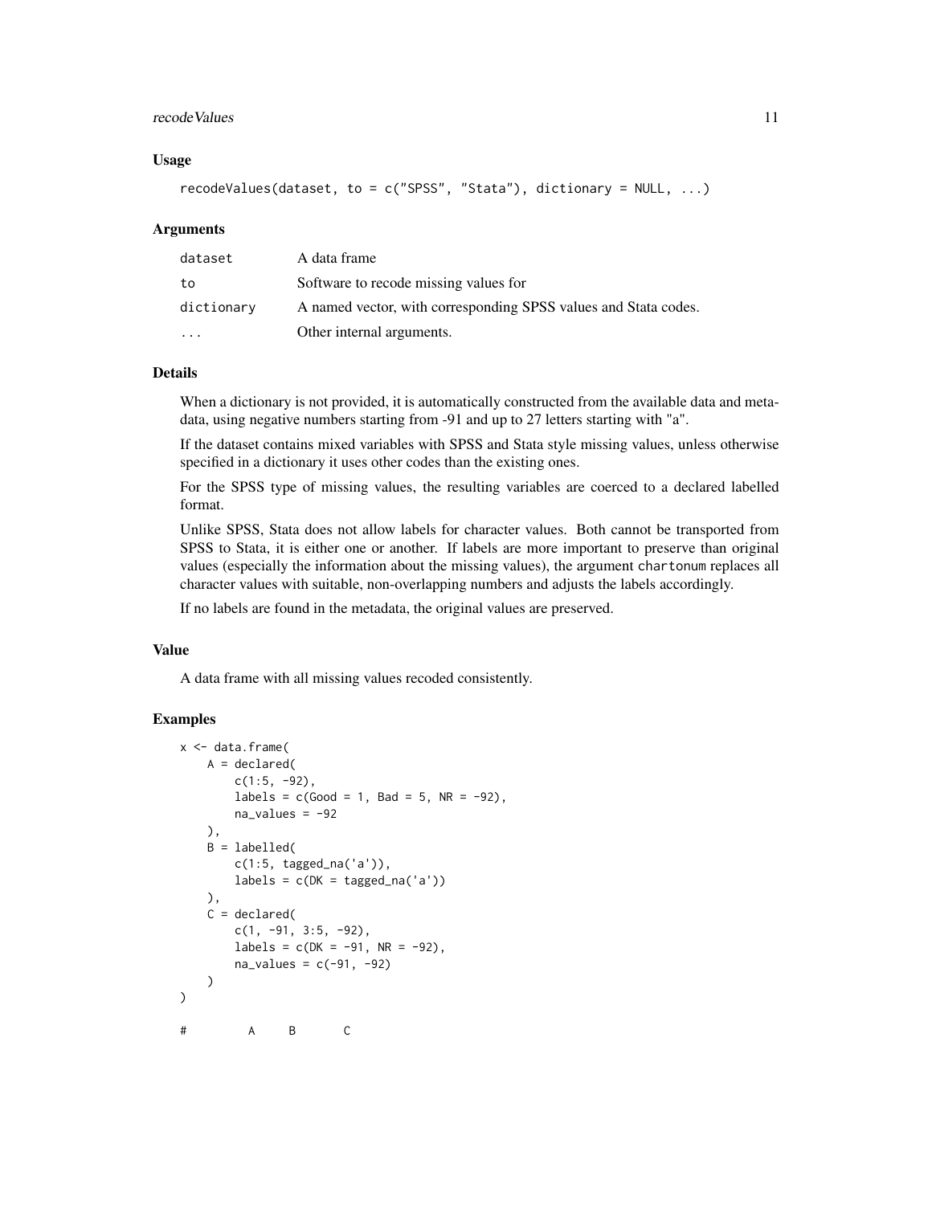### Usage

```
recodeValues(dataset, to = c("SPSS", "Stata"), dictionary = NULL, ...)
```

### Arguments

| | |
|---|---|
| dataset | A data frame |
| to | Software to recode missing values for |
| dictionary | A named vector, with corresponding SPSS values and Stata codes. |
| ... | Other internal arguments. |

### Details

When a dictionary is not provided, it is automatically constructed from the available data and metadata, using negative numbers starting from -91 and up to 27 letters starting with "a".

If the dataset contains mixed variables with SPSS and Stata style missing values, unless otherwise specified in a dictionary it uses other codes than the existing ones.

For the SPSS type of missing values, the resulting variables are coerced to a declared labelled format.

Unlike SPSS, Stata does not allow labels for character values. Both cannot be transported from SPSS to Stata, it is either one or another. If labels are more important to preserve than original values (especially the information about the missing values), the argument `chartonum` replaces all character values with suitable, non-overlapping numbers and adjusts the labels accordingly.

If no labels are found in the metadata, the original values are preserved.

### Value

A data frame with all missing values recoded consistently.

### Examples

```
x <- data.frame(
    A = declared(
        c(1:5, -92),
        labels = c(Good = 1, Bad = 5, NR = -92),
        na_values = -92
    ),
    B = labelled(
        c(1:5, tagged_na('a')),
        labels = c(DK = tagged_na('a'))
    ),
    C = declared(
        c(1, -91, 3:5, -92),
        labels = c(DK = -91, NR = -92),
        na_values = c(-91, -92)
    )
)

#         A     B       C
```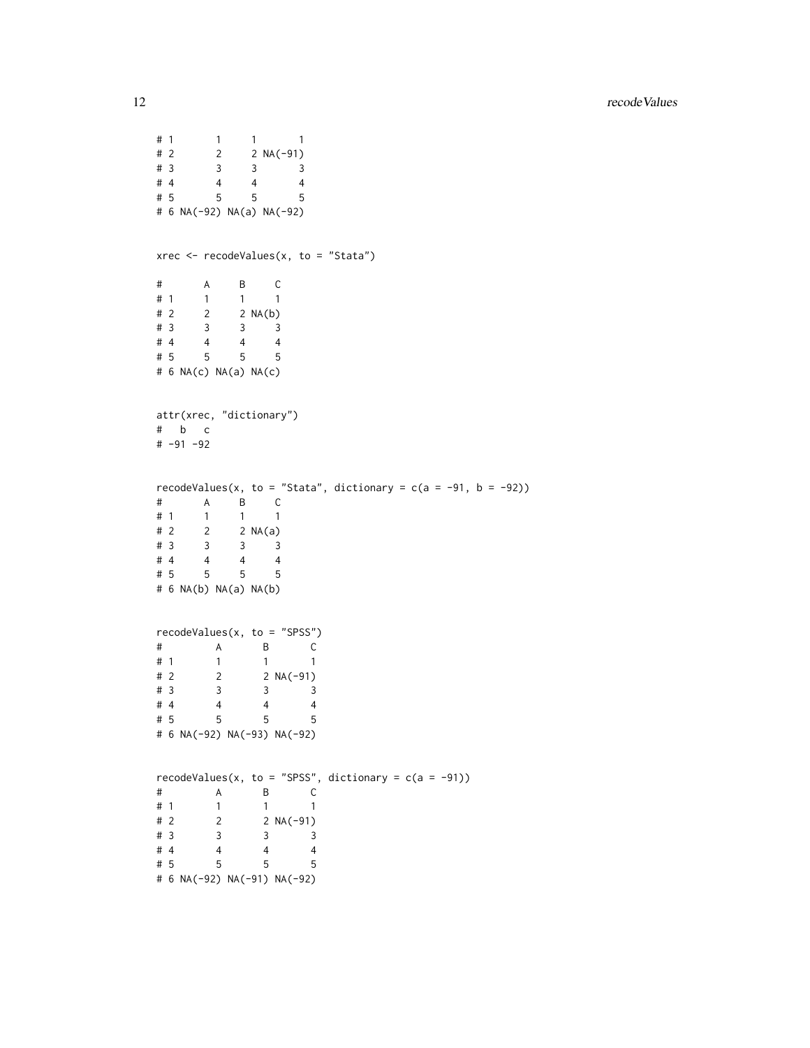```
# 1       1     1       1
# 2       2     2 NA(-91)
# 3       3     3       3
# 4       4     4       4
# 5       5     5       5
# 6 NA(-92) NA(a) NA(-92)


xrec <- recodeValues(x, to = "Stata")

#       A     B     C
# 1     1     1     1
# 2     2     2 NA(b)
# 3     3     3     3
# 4     4     4     4
# 5     5     5     5
# 6 NA(c) NA(a) NA(c)


attr(xrec, "dictionary")
#   b   c
# -91 -92


recodeValues(x, to = "Stata", dictionary = c(a = -91, b = -92))
#       A     B     C
# 1     1     1     1
# 2     2     2 NA(a)
# 3     3     3     3
# 4     4     4     4
# 5     5     5     5
# 6 NA(b) NA(a) NA(b)


recodeValues(x, to = "SPSS")
#         A       B       C
# 1       1       1       1
# 2       2       2 NA(-91)
# 3       3       3       3
# 4       4       4       4
# 5       5       5       5
# 6 NA(-92) NA(-93) NA(-92)


recodeValues(x, to = "SPSS", dictionary = c(a = -91))
#         A       B       C
# 1       1       1       1
# 2       2       2 NA(-91)
# 3       3       3       3
# 4       4       4       4
# 5       5       5       5
# 6 NA(-92) NA(-91) NA(-92)
```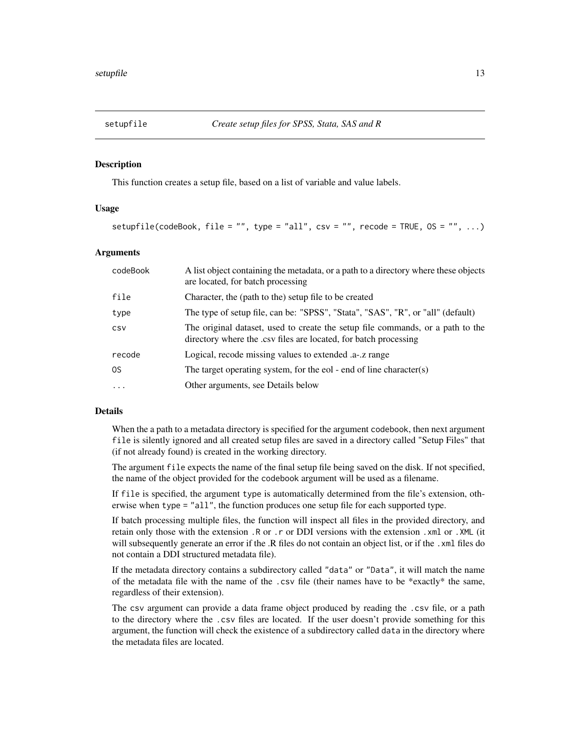## setupfile *Create setup files for SPSS, Stata, SAS and R*

### Description

This function creates a setup file, based on a list of variable and value labels.

### Usage

```
setupfile(codeBook, file = "", type = "all", csv = "", recode = TRUE, OS = "", ...)
```

### Arguments

| | |
|---|---|
| codeBook | A list object containing the metadata, or a path to a directory where these objects are located, for batch processing |
| file | Character, the (path to the) setup file to be created |
| type | The type of setup file, can be: "SPSS", "Stata", "SAS", "R", or "all" (default) |
| csv | The original dataset, used to create the setup file commands, or a path to the directory where the .csv files are located, for batch processing |
| recode | Logical, recode missing values to extended .a-.z range |
| OS | The target operating system, for the eol - end of line character(s) |
| ... | Other arguments, see Details below |

### Details

When the a path to a metadata directory is specified for the argument codebook, then next argument file is silently ignored and all created setup files are saved in a directory called "Setup Files" that (if not already found) is created in the working directory.

The argument file expects the name of the final setup file being saved on the disk. If not specified, the name of the object provided for the codebook argument will be used as a filename.

If file is specified, the argument type is automatically determined from the file's extension, otherwise when type = "all", the function produces one setup file for each supported type.

If batch processing multiple files, the function will inspect all files in the provided directory, and retain only those with the extension .R or .r or DDI versions with the extension .xml or .XML (it will subsequently generate an error if the .R files do not contain an object list, or if the .xml files do not contain a DDI structured metadata file).

If the metadata directory contains a subdirectory called "data" or "Data", it will match the name of the metadata file with the name of the .csv file (their names have to be *exactly* the same, regardless of their extension).

The csv argument can provide a data frame object produced by reading the .csv file, or a path to the directory where the .csv files are located. If the user doesn't provide something for this argument, the function will check the existence of a subdirectory called data in the directory where the metadata files are located.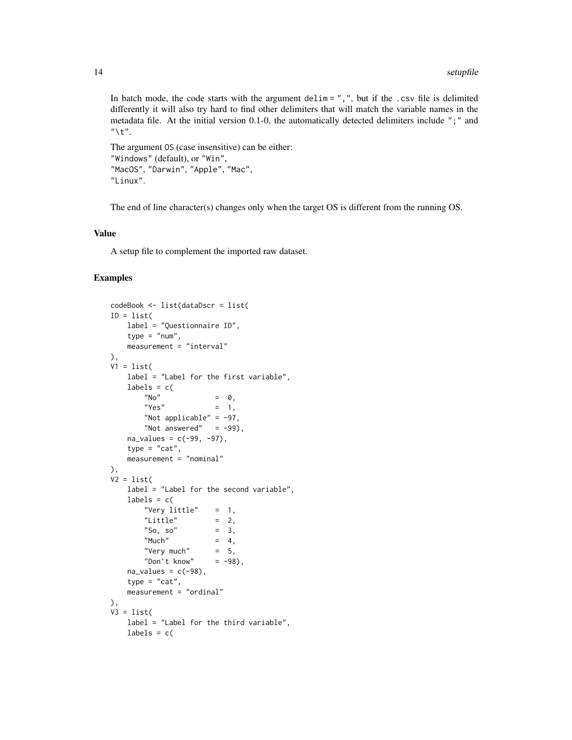In batch mode, the code starts with the argument `delim = ","`, but if the `.csv` file is delimited differently it will also try hard to find other delimiters that will match the variable names in the metadata file. At the initial version 0.1-0, the automatically detected delimiters include `";"` and `"\t"`.

The argument `OS` (case insensitive) can be either:
`"Windows"` (default), or `"Win"`,
`"MacOS"`, `"Darwin"`, `"Apple"`, `"Mac"`,
`"Linux"`.

The end of line character(s) changes only when the target OS is different from the running OS.

### Value

A setup file to complement the imported raw dataset.

### Examples

```
codeBook <- list(dataDscr = list(
ID = list(
    label = "Questionnaire ID",
    type = "num",
    measurement = "interval"
),
V1 = list(
    label = "Label for the first variable",
    labels = c(
        "No"             =  0,
        "Yes"            =  1,
        "Not applicable" = -97,
        "Not answered"   = -99),
    na_values = c(-99, -97),
    type = "cat",
    measurement = "nominal"
),
V2 = list(
    label = "Label for the second variable",
    labels = c(
        "Very little"    =  1,
        "Little"         =  2,
        "So, so"         =  3,
        "Much"           =  4,
        "Very much"      =  5,
        "Don't know"     = -98),
    na_values = c(-98),
    type = "cat",
    measurement = "ordinal"
),
V3 = list(
    label = "Label for the third variable",
    labels = c(
```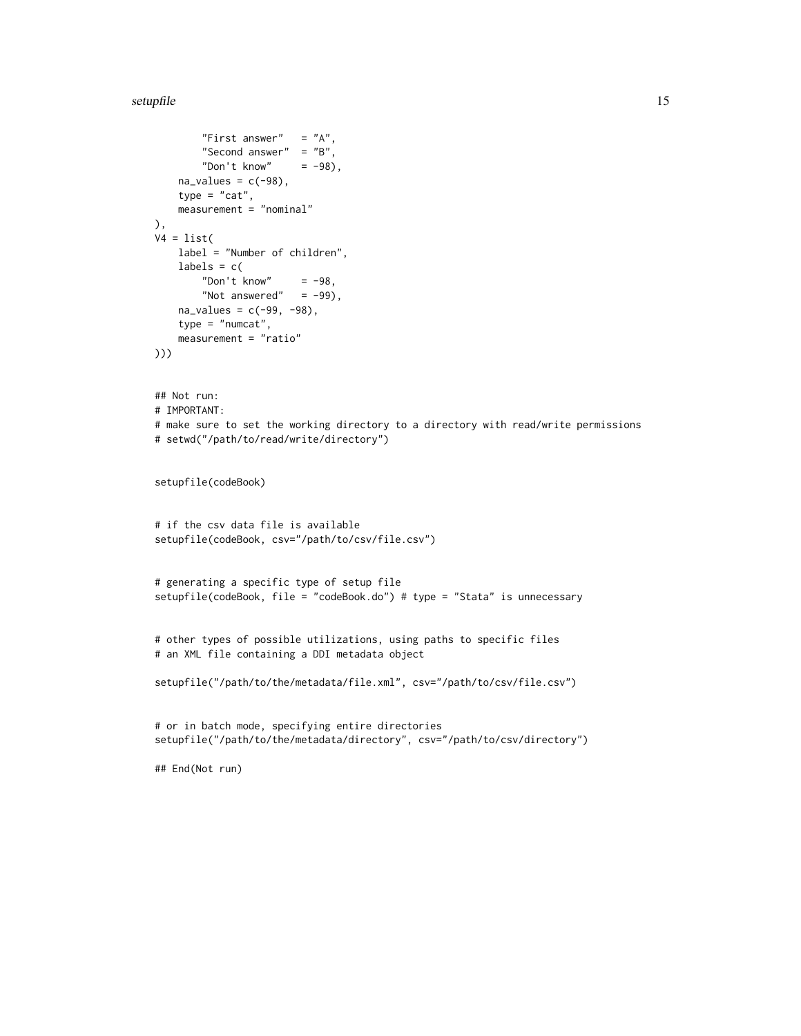```
        "First answer"   = "A",
        "Second answer"  = "B",
        "Don't know"     = -98),
    na_values = c(-98),
    type = "cat",
    measurement = "nominal"
),
V4 = list(
    label = "Number of children",
    labels = c(
        "Don't know"     = -98,
        "Not answered"   = -99),
    na_values = c(-99, -98),
    type = "numcat",
    measurement = "ratio"
)))


## Not run:
# IMPORTANT:
# make sure to set the working directory to a directory with read/write permissions
# setwd("/path/to/read/write/directory")


setupfile(codeBook)


# if the csv data file is available
setupfile(codeBook, csv="/path/to/csv/file.csv")


# generating a specific type of setup file
setupfile(codeBook, file = "codeBook.do") # type = "Stata" is unnecessary


# other types of possible utilizations, using paths to specific files
# an XML file containing a DDI metadata object

setupfile("/path/to/the/metadata/file.xml", csv="/path/to/csv/file.csv")


# or in batch mode, specifying entire directories
setupfile("/path/to/the/metadata/directory", csv="/path/to/csv/directory")

## End(Not run)
```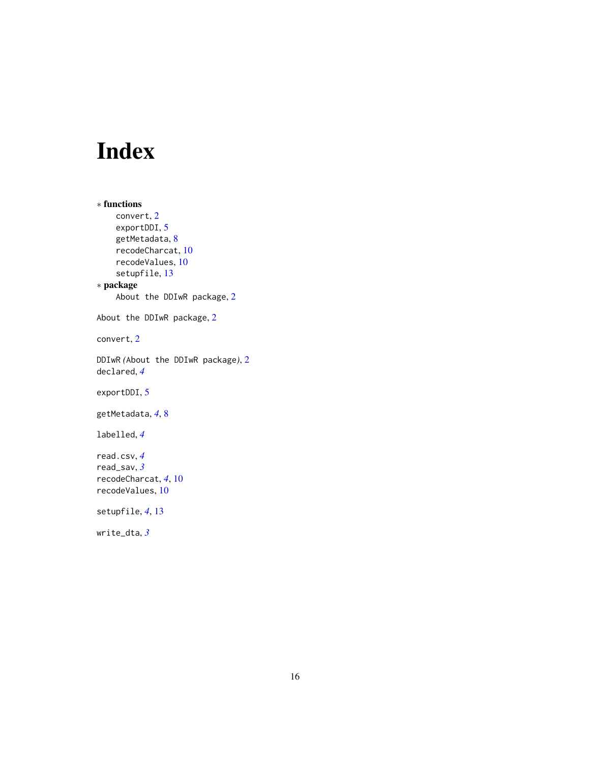# Index

∗ **functions**
    convert, 2
    exportDDI, 5
    getMetadata, 8
    recodeCharcat, 10
    recodeValues, 10
    setupfile, 13

∗ **package**
    About the DDIwR package, 2

About the DDIwR package, 2

convert, 2

DDIwR *(*About the DDIwR package*)*, 2
declared, *4*

exportDDI, 5

getMetadata, *4*, 8

labelled, *4*

read.csv, *4*
read_sav, *3*
recodeCharcat, *4*, 10
recodeValues, 10

setupfile, *4*, 13

write_dta, *3*